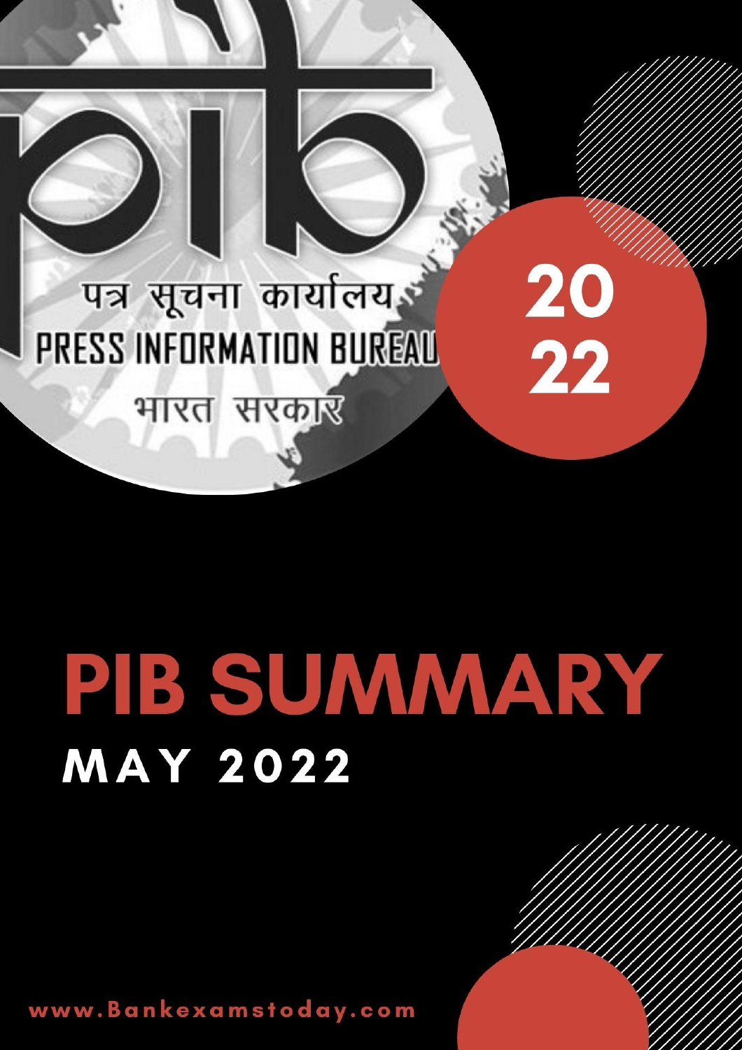पत्र सूचना कार्यालय

PRESS INFORMATION BUREAU

भारत सरकार

2022

# PIB SUMMARY

## MAY 2022

www.Bankexamstoday.com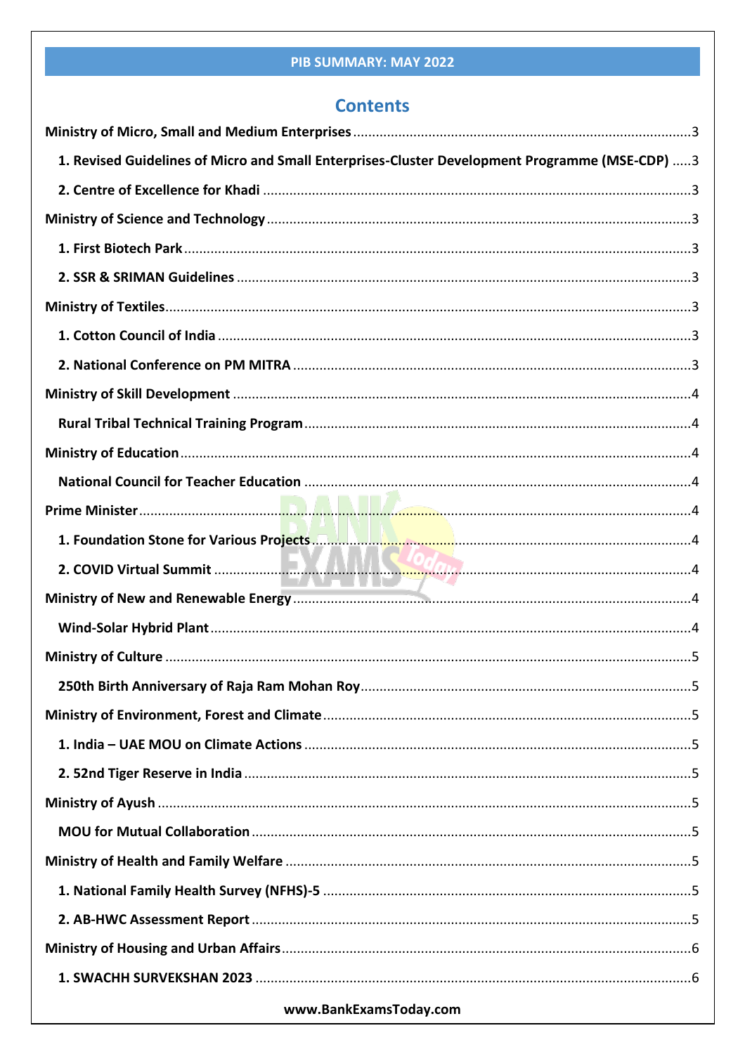## Contents

**Ministry of Micro, Small and Medium Enterprises** ........ 3

- **1. Revised Guidelines of Micro and Small Enterprises-Cluster Development Programme (MSE-CDP)** ..... 3
- **2. Centre of Excellence for Khadi** ........ 3

**Ministry of Science and Technology** ........ 3

- **1. First Biotech Park** ........ 3
- **2. SSR & SRIMAN Guidelines** ........ 3

**Ministry of Textiles** ........ 3

- **1. Cotton Council of India** ........ 3
- **2. National Conference on PM MITRA** ........ 3

**Ministry of Skill Development** ........ 4

- **Rural Tribal Technical Training Program** ........ 4

**Ministry of Education** ........ 4

- **National Council for Teacher Education** ........ 4

**Prime Minister** ........ 4

- **1. Foundation Stone for Various Projects** ........ 4
- **2. COVID Virtual Summit** ........ 4

**Ministry of New and Renewable Energy** ........ 4

- **Wind-Solar Hybrid Plant** ........ 4

**Ministry of Culture** ........ 5

- **250th Birth Anniversary of Raja Ram Mohan Roy** ........ 5

**Ministry of Environment, Forest and Climate** ........ 5

- **1. India – UAE MOU on Climate Actions** ........ 5
- **2. 52nd Tiger Reserve in India** ........ 5

**Ministry of Ayush** ........ 5

- **MOU for Mutual Collaboration** ........ 5

**Ministry of Health and Family Welfare** ........ 5

- **1. National Family Health Survey (NFHS)-5** ........ 5
- **2. AB-HWC Assessment Report** ........ 5

**Ministry of Housing and Urban Affairs** ........ 6

- **1. SWACHH SURVEKSHAN 2023** ........ 6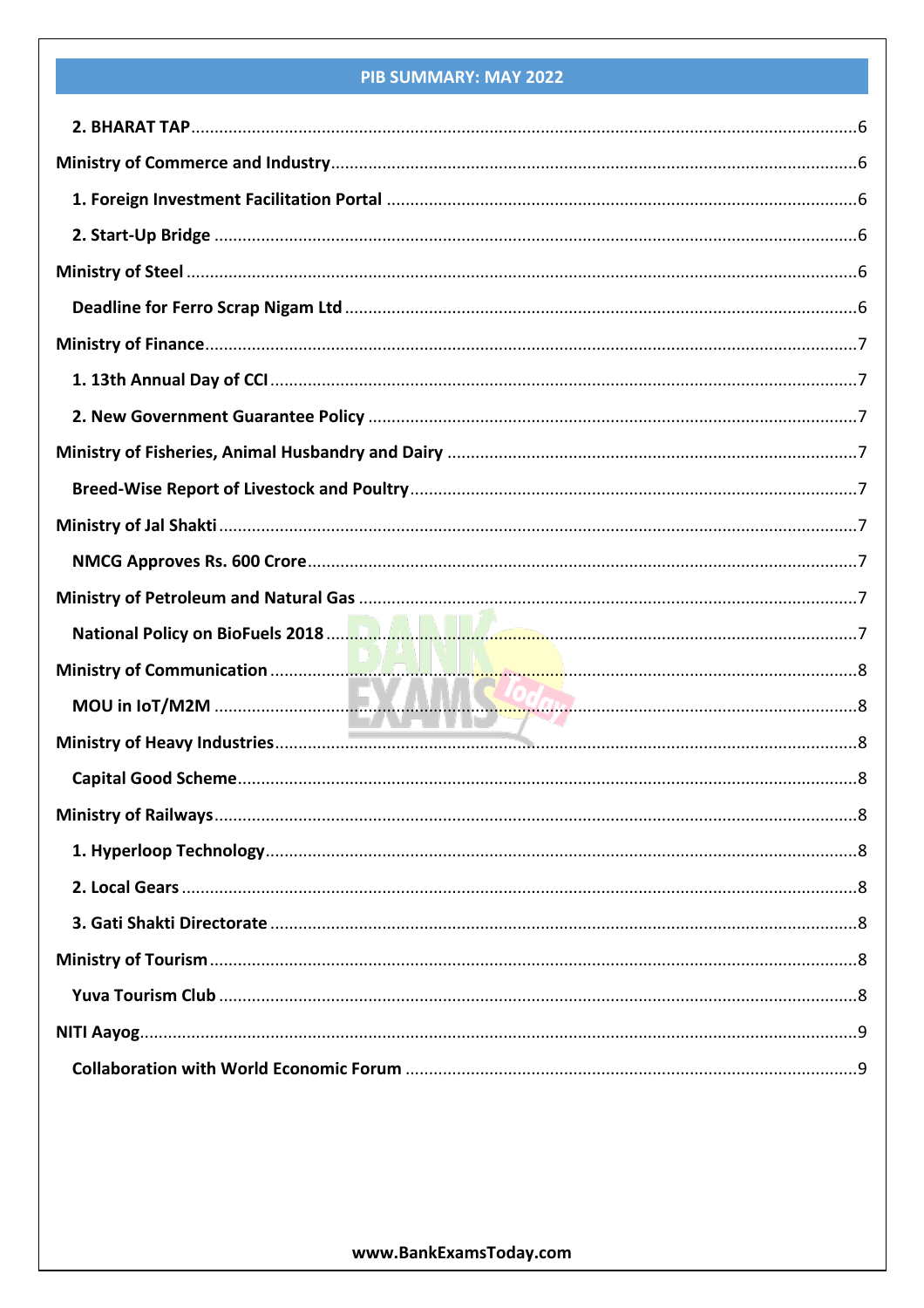2. BHARAT TAP....6

Ministry of Commerce and Industry....6

1. Foreign Investment Facilitation Portal....6

2. Start-Up Bridge....6

Ministry of Steel....6

Deadline for Ferro Scrap Nigam Ltd....6

Ministry of Finance....7

1. 13th Annual Day of CCI....7

2. New Government Guarantee Policy....7

Ministry of Fisheries, Animal Husbandry and Dairy....7

Breed-Wise Report of Livestock and Poultry....7

Ministry of Jal Shakti....7

NMCG Approves Rs. 600 Crore....7

Ministry of Petroleum and Natural Gas....7

National Policy on BioFuels 2018....7

Ministry of Communication....8

MOU in IoT/M2M....8

Ministry of Heavy Industries....8

Capital Good Scheme....8

Ministry of Railways....8

1. Hyperloop Technology....8

2. Local Gears....8

3. Gati Shakti Directorate....8

Ministry of Tourism....8

Yuva Tourism Club....8

NITI Aayog....9

Collaboration with World Economic Forum....9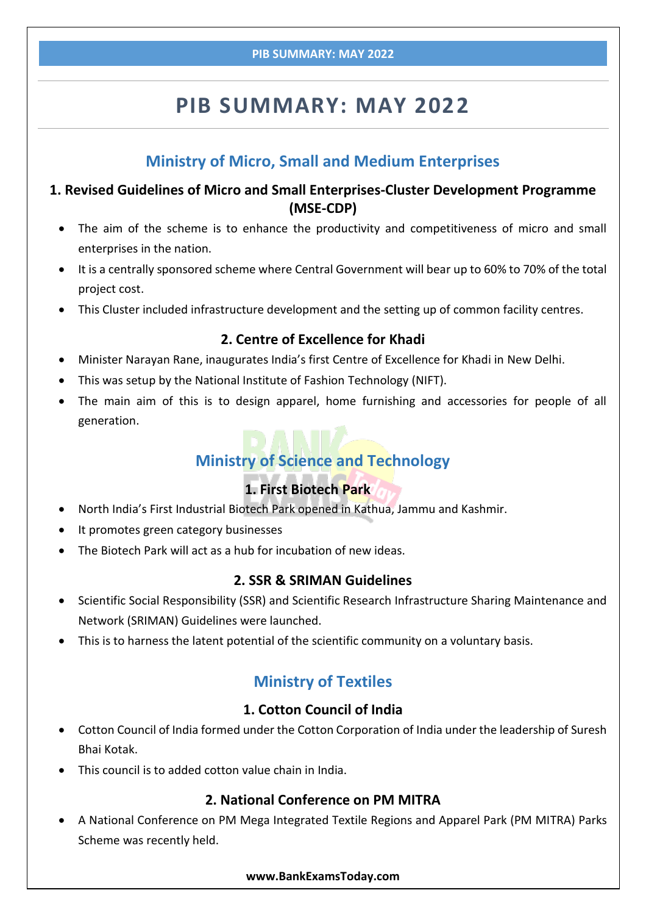# PIB SUMMARY: MAY 2022

## Ministry of Micro, Small and Medium Enterprises

### 1. Revised Guidelines of Micro and Small Enterprises-Cluster Development Programme (MSE-CDP)

- The aim of the scheme is to enhance the productivity and competitiveness of micro and small enterprises in the nation.
- It is a centrally sponsored scheme where Central Government will bear up to 60% to 70% of the total project cost.
- This Cluster included infrastructure development and the setting up of common facility centres.

### 2. Centre of Excellence for Khadi

- Minister Narayan Rane, inaugurates India's first Centre of Excellence for Khadi in New Delhi.
- This was setup by the National Institute of Fashion Technology (NIFT).
- The main aim of this is to design apparel, home furnishing and accessories for people of all generation.

## Ministry of Science and Technology

### 1. First Biotech Park

- North India's First Industrial Biotech Park opened in Kathua, Jammu and Kashmir.
- It promotes green category businesses
- The Biotech Park will act as a hub for incubation of new ideas.

### 2. SSR & SRIMAN Guidelines

- Scientific Social Responsibility (SSR) and Scientific Research Infrastructure Sharing Maintenance and Network (SRIMAN) Guidelines were launched.
- This is to harness the latent potential of the scientific community on a voluntary basis.

## Ministry of Textiles

### 1. Cotton Council of India

- Cotton Council of India formed under the Cotton Corporation of India under the leadership of Suresh Bhai Kotak.
- This council is to added cotton value chain in India.

### 2. National Conference on PM MITRA

- A National Conference on PM Mega Integrated Textile Regions and Apparel Park (PM MITRA) Parks Scheme was recently held.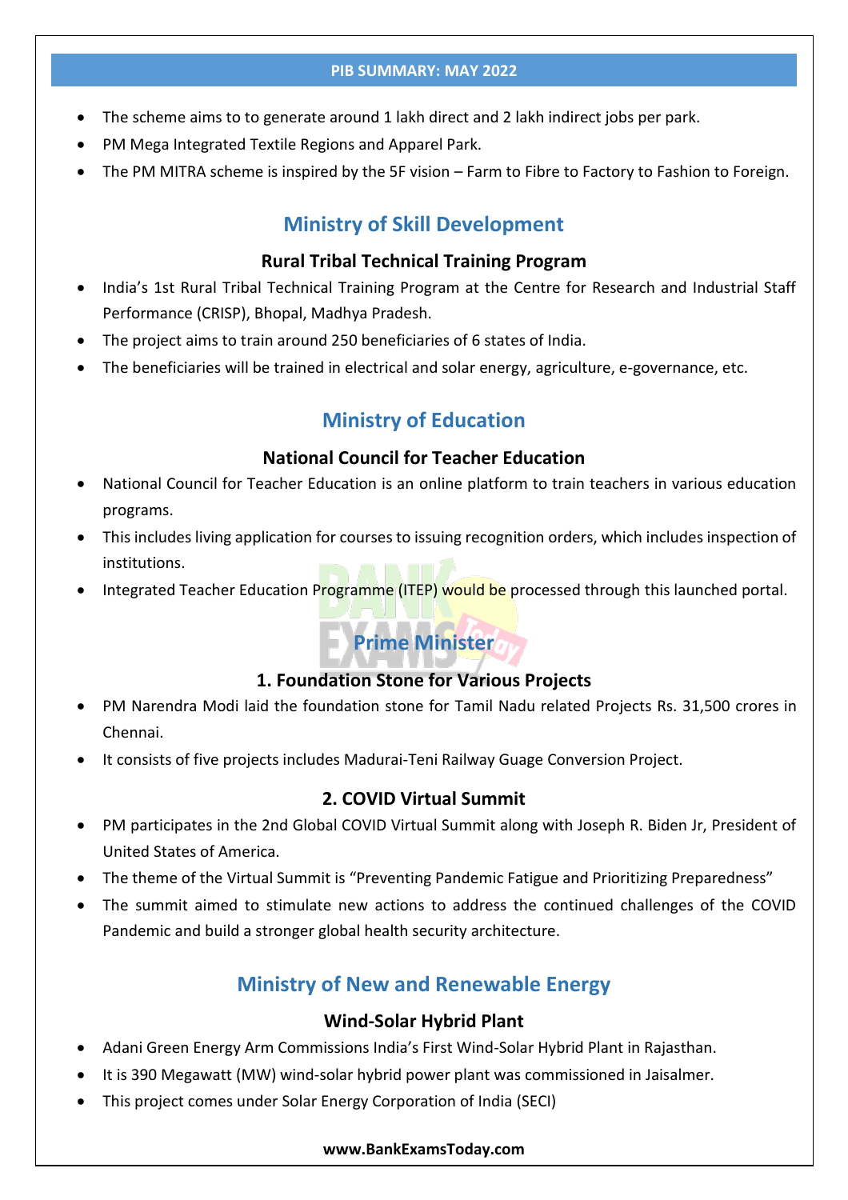- The scheme aims to to generate around 1 lakh direct and 2 lakh indirect jobs per park.
- PM Mega Integrated Textile Regions and Apparel Park.
- The PM MITRA scheme is inspired by the 5F vision – Farm to Fibre to Factory to Fashion to Foreign.

## Ministry of Skill Development

### Rural Tribal Technical Training Program

- India's 1st Rural Tribal Technical Training Program at the Centre for Research and Industrial Staff Performance (CRISP), Bhopal, Madhya Pradesh.
- The project aims to train around 250 beneficiaries of 6 states of India.
- The beneficiaries will be trained in electrical and solar energy, agriculture, e-governance, etc.

## Ministry of Education

### National Council for Teacher Education

- National Council for Teacher Education is an online platform to train teachers in various education programs.
- This includes living application for courses to issuing recognition orders, which includes inspection of institutions.
- Integrated Teacher Education Programme (ITEP) would be processed through this launched portal.

## Prime Minister

### 1. Foundation Stone for Various Projects

- PM Narendra Modi laid the foundation stone for Tamil Nadu related Projects Rs. 31,500 crores in Chennai.
- It consists of five projects includes Madurai-Teni Railway Guage Conversion Project.

### 2. COVID Virtual Summit

- PM participates in the 2nd Global COVID Virtual Summit along with Joseph R. Biden Jr, President of United States of America.
- The theme of the Virtual Summit is "Preventing Pandemic Fatigue and Prioritizing Preparedness"
- The summit aimed to stimulate new actions to address the continued challenges of the COVID Pandemic and build a stronger global health security architecture.

## Ministry of New and Renewable Energy

### Wind-Solar Hybrid Plant

- Adani Green Energy Arm Commissions India's First Wind-Solar Hybrid Plant in Rajasthan.
- It is 390 Megawatt (MW) wind-solar hybrid power plant was commissioned in Jaisalmer.
- This project comes under Solar Energy Corporation of India (SECI)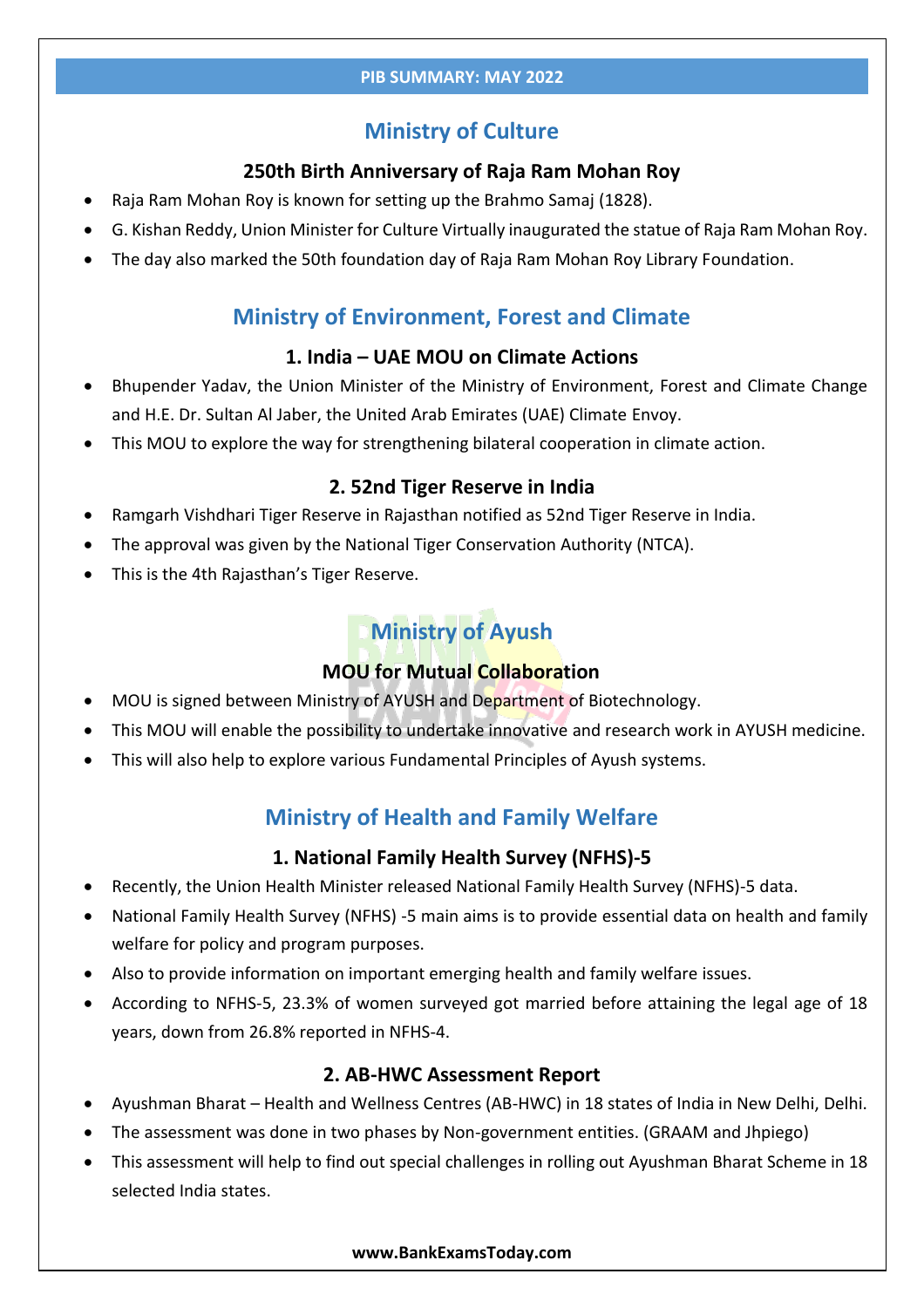## Ministry of Culture

### 250th Birth Anniversary of Raja Ram Mohan Roy

- Raja Ram Mohan Roy is known for setting up the Brahmo Samaj (1828).
- G. Kishan Reddy, Union Minister for Culture Virtually inaugurated the statue of Raja Ram Mohan Roy.
- The day also marked the 50th foundation day of Raja Ram Mohan Roy Library Foundation.

## Ministry of Environment, Forest and Climate

### 1. India – UAE MOU on Climate Actions

- Bhupender Yadav, the Union Minister of the Ministry of Environment, Forest and Climate Change and H.E. Dr. Sultan Al Jaber, the United Arab Emirates (UAE) Climate Envoy.
- This MOU to explore the way for strengthening bilateral cooperation in climate action.

### 2. 52nd Tiger Reserve in India

- Ramgarh Vishdhari Tiger Reserve in Rajasthan notified as 52nd Tiger Reserve in India.
- The approval was given by the National Tiger Conservation Authority (NTCA).
- This is the 4th Rajasthan's Tiger Reserve.

## Ministry of Ayush

### MOU for Mutual Collaboration

- MOU is signed between Ministry of AYUSH and Department of Biotechnology.
- This MOU will enable the possibility to undertake innovative and research work in AYUSH medicine.
- This will also help to explore various Fundamental Principles of Ayush systems.

## Ministry of Health and Family Welfare

### 1. National Family Health Survey (NFHS)-5

- Recently, the Union Health Minister released National Family Health Survey (NFHS)-5 data.
- National Family Health Survey (NFHS) -5 main aims is to provide essential data on health and family welfare for policy and program purposes.
- Also to provide information on important emerging health and family welfare issues.
- According to NFHS-5, 23.3% of women surveyed got married before attaining the legal age of 18 years, down from 26.8% reported in NFHS-4.

### 2. AB-HWC Assessment Report

- Ayushman Bharat – Health and Wellness Centres (AB-HWC) in 18 states of India in New Delhi, Delhi.
- The assessment was done in two phases by Non-government entities. (GRAAM and Jhpiego)
- This assessment will help to find out special challenges in rolling out Ayushman Bharat Scheme in 18 selected India states.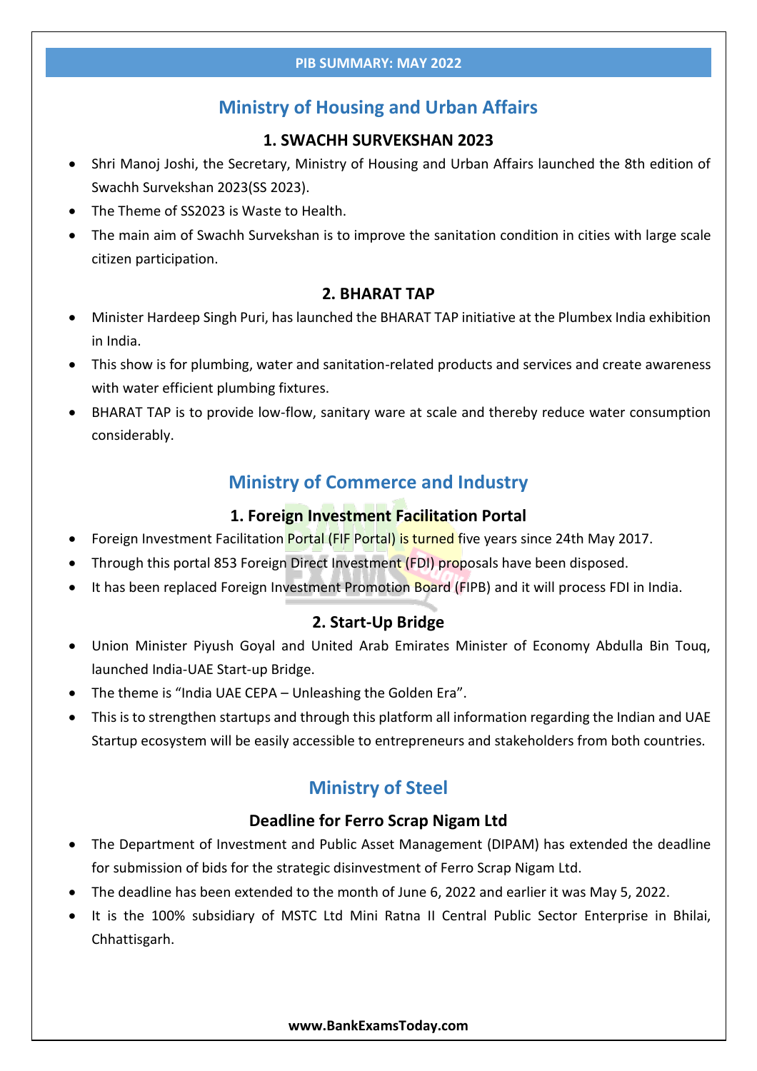## Ministry of Housing and Urban Affairs

### 1. SWACHH SURVEKSHAN 2023

- Shri Manoj Joshi, the Secretary, Ministry of Housing and Urban Affairs launched the 8th edition of Swachh Survekshan 2023(SS 2023).
- The Theme of SS2023 is Waste to Health.
- The main aim of Swachh Survekshan is to improve the sanitation condition in cities with large scale citizen participation.

### 2. BHARAT TAP

- Minister Hardeep Singh Puri, has launched the BHARAT TAP initiative at the Plumbex India exhibition in India.
- This show is for plumbing, water and sanitation-related products and services and create awareness with water efficient plumbing fixtures.
- BHARAT TAP is to provide low-flow, sanitary ware at scale and thereby reduce water consumption considerably.

## Ministry of Commerce and Industry

### 1. Foreign Investment Facilitation Portal

- Foreign Investment Facilitation Portal (FIF Portal) is turned five years since 24th May 2017.
- Through this portal 853 Foreign Direct Investment (FDI) proposals have been disposed.
- It has been replaced Foreign Investment Promotion Board (FIPB) and it will process FDI in India.

### 2. Start-Up Bridge

- Union Minister Piyush Goyal and United Arab Emirates Minister of Economy Abdulla Bin Touq, launched India-UAE Start-up Bridge.
- The theme is "India UAE CEPA – Unleashing the Golden Era".
- This is to strengthen startups and through this platform all information regarding the Indian and UAE Startup ecosystem will be easily accessible to entrepreneurs and stakeholders from both countries.

## Ministry of Steel

### Deadline for Ferro Scrap Nigam Ltd

- The Department of Investment and Public Asset Management (DIPAM) has extended the deadline for submission of bids for the strategic disinvestment of Ferro Scrap Nigam Ltd.
- The deadline has been extended to the month of June 6, 2022 and earlier it was May 5, 2022.
- It is the 100% subsidiary of MSTC Ltd Mini Ratna II Central Public Sector Enterprise in Bhilai, Chhattisgarh.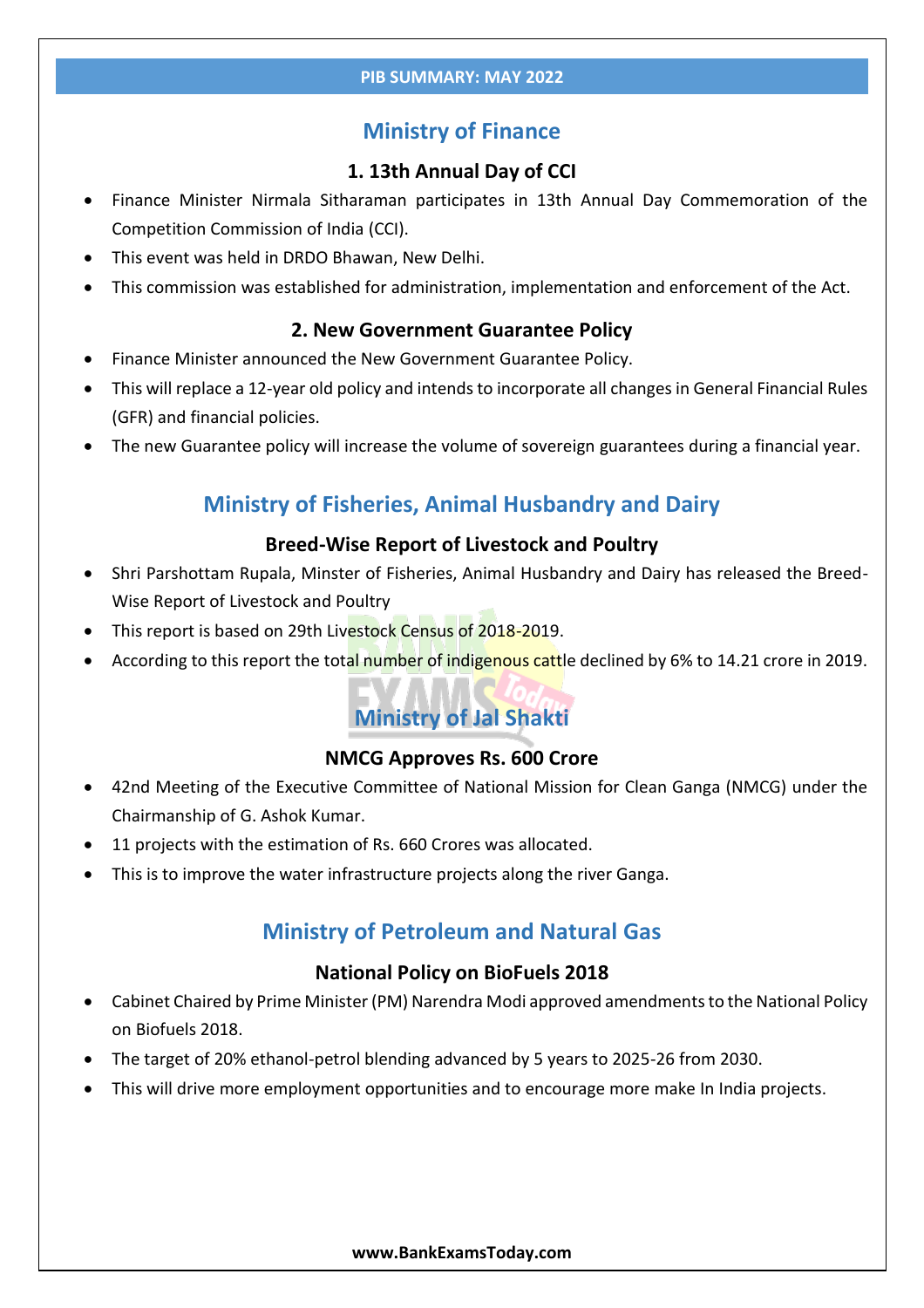## Ministry of Finance

### 1. 13th Annual Day of CCI

- Finance Minister Nirmala Sitharaman participates in 13th Annual Day Commemoration of the Competition Commission of India (CCI).
- This event was held in DRDO Bhawan, New Delhi.
- This commission was established for administration, implementation and enforcement of the Act.

### 2. New Government Guarantee Policy

- Finance Minister announced the New Government Guarantee Policy.
- This will replace a 12-year old policy and intends to incorporate all changes in General Financial Rules (GFR) and financial policies.
- The new Guarantee policy will increase the volume of sovereign guarantees during a financial year.

## Ministry of Fisheries, Animal Husbandry and Dairy

### Breed-Wise Report of Livestock and Poultry

- Shri Parshottam Rupala, Minster of Fisheries, Animal Husbandry and Dairy has released the Breed-Wise Report of Livestock and Poultry
- This report is based on 29th Livestock Census of 2018-2019.
- According to this report the total number of indigenous cattle declined by 6% to 14.21 crore in 2019.

## Ministry of Jal Shakti

### NMCG Approves Rs. 600 Crore

- 42nd Meeting of the Executive Committee of National Mission for Clean Ganga (NMCG) under the Chairmanship of G. Ashok Kumar.
- 11 projects with the estimation of Rs. 660 Crores was allocated.
- This is to improve the water infrastructure projects along the river Ganga.

## Ministry of Petroleum and Natural Gas

### National Policy on BioFuels 2018

- Cabinet Chaired by Prime Minister (PM) Narendra Modi approved amendments to the National Policy on Biofuels 2018.
- The target of 20% ethanol-petrol blending advanced by 5 years to 2025-26 from 2030.
- This will drive more employment opportunities and to encourage more make In India projects.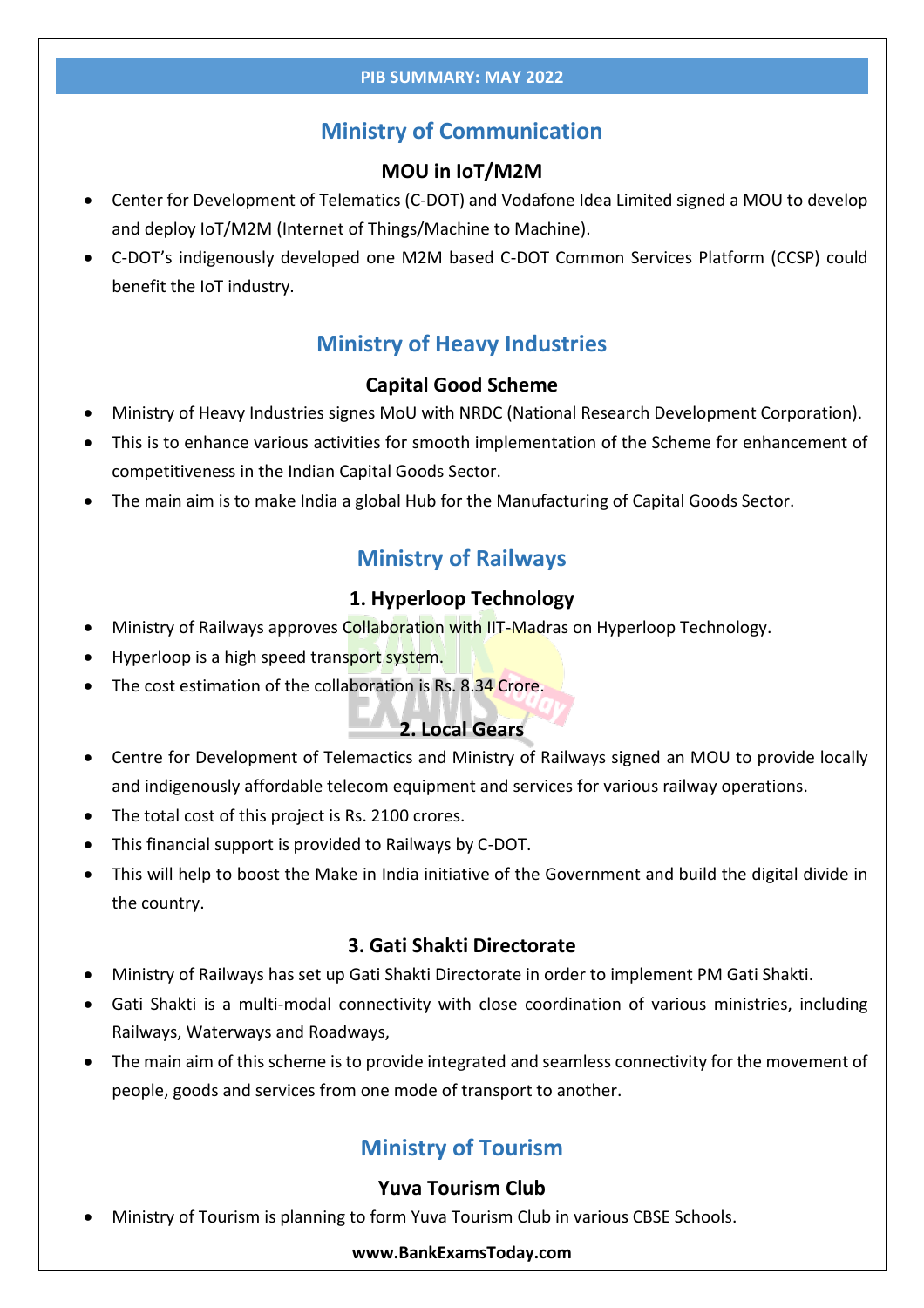## Ministry of Communication

### MOU in IoT/M2M

- Center for Development of Telematics (C-DOT) and Vodafone Idea Limited signed a MOU to develop and deploy IoT/M2M (Internet of Things/Machine to Machine).
- C-DOT's indigenously developed one M2M based C-DOT Common Services Platform (CCSP) could benefit the IoT industry.

## Ministry of Heavy Industries

### Capital Good Scheme

- Ministry of Heavy Industries signes MoU with NRDC (National Research Development Corporation).
- This is to enhance various activities for smooth implementation of the Scheme for enhancement of competitiveness in the Indian Capital Goods Sector.
- The main aim is to make India a global Hub for the Manufacturing of Capital Goods Sector.

## Ministry of Railways

### 1. Hyperloop Technology

- Ministry of Railways approves Collaboration with IIT-Madras on Hyperloop Technology.
- Hyperloop is a high speed transport system.
- The cost estimation of the collaboration is Rs. 8.34 Crore.

### 2. Local Gears

- Centre for Development of Telemactics and Ministry of Railways signed an MOU to provide locally and indigenously affordable telecom equipment and services for various railway operations.
- The total cost of this project is Rs. 2100 crores.
- This financial support is provided to Railways by C-DOT.
- This will help to boost the Make in India initiative of the Government and build the digital divide in the country.

### 3. Gati Shakti Directorate

- Ministry of Railways has set up Gati Shakti Directorate in order to implement PM Gati Shakti.
- Gati Shakti is a multi-modal connectivity with close coordination of various ministries, including Railways, Waterways and Roadways,
- The main aim of this scheme is to provide integrated and seamless connectivity for the movement of people, goods and services from one mode of transport to another.

## Ministry of Tourism

### Yuva Tourism Club

- Ministry of Tourism is planning to form Yuva Tourism Club in various CBSE Schools.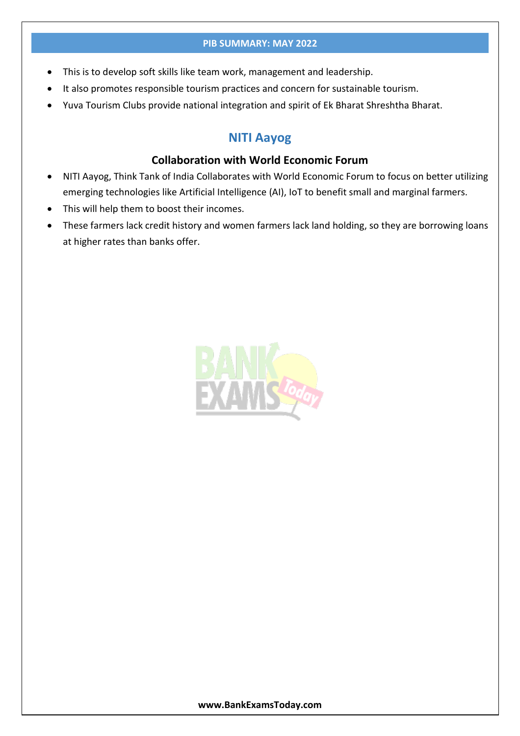- This is to develop soft skills like team work, management and leadership.
- It also promotes responsible tourism practices and concern for sustainable tourism.
- Yuva Tourism Clubs provide national integration and spirit of Ek Bharat Shreshtha Bharat.

## NITI Aayog

### Collaboration with World Economic Forum

- NITI Aayog, Think Tank of India Collaborates with World Economic Forum to focus on better utilizing emerging technologies like Artificial Intelligence (AI), IoT to benefit small and marginal farmers.
- This will help them to boost their incomes.
- These farmers lack credit history and women farmers lack land holding, so they are borrowing loans at higher rates than banks offer.